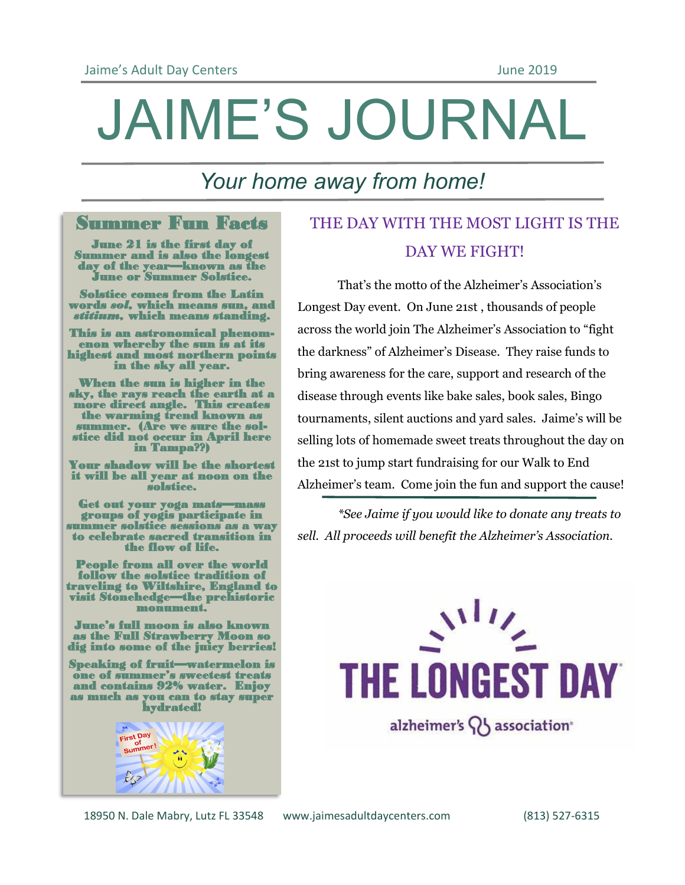# JAIME'S JOURNAL

*Your home away from home!*

## Summer Fun Facts

**June 21 is the first day of Summer and is also the longest day of the year—known as the June or Summer Solstice.**

**Solstice comes from the Latin words *sol,* which means sun, and *stitium,* which means standing.**

**This is an astronomical phenomenon whereby the sun is at its highest and most northern points in the sky all year.**

**When the sun is higher in the sky, the rays reach the earth at a more direct angle. This creates the warming trend known as summer. (Are we sure the solstice did not occur in April here in Tampa??)**

**Your shadow will be the shortest it will be all year at noon on the solstice.**

**Get out your yoga mats—mass groups of yogis participate in summer solstice sessions as a way to celebrate sacred transition in the flow of life.**

**People from all over the world follow the solstice tradition of traveling to Wiltshire, England to visit Stonehedge—the prehistoric monument.**

**June's full moon is also known as the Full Strawberry Moon so dig into some of the juicy berries!**

**Speaking of fruit—watermelon is one of summer's sweetest treats and contains 92% water. Enjoy as much as you can to stay super hydrated!**

## THE DAY WITH THE MOST LIGHT IS THE DAY WE FIGHT!

That's the motto of the Alzheimer's Association's Longest Day event. On June 21st , thousands of people across the world join The Alzheimer's Association to "fight the darkness" of Alzheimer's Disease. They raise funds to bring awareness for the care, support and research of the disease through events like bake sales, book sales, Bingo tournaments, silent auctions and yard sales. Jaime's will be selling lots of homemade sweet treats throughout the day on the 21st to jump start fundraising for our Walk to End Alzheimer's team. Come join the fun and support the cause!

*\*See Jaime if you would like to donate any treats to sell. All proceeds will benefit the Alzheimer's Association.*

THE LONGEST DAY

alzheimer's association

18950 N. Dale Mabry, Lutz FL 33548 www.jaimesadultdaycenters.com (813) 527-6315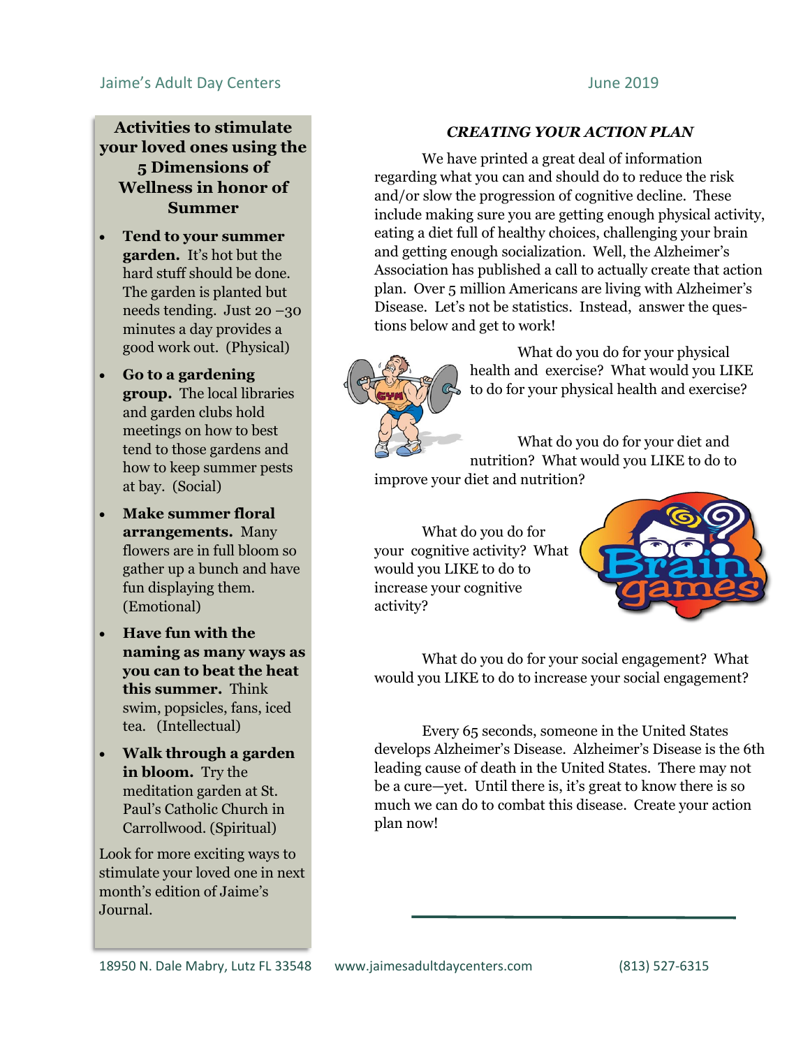## Activities to stimulate your loved ones using the 5 Dimensions of Wellness in honor of Summer

- **Tend to your summer garden.** It's hot but the hard stuff should be done. The garden is planted but needs tending. Just 20 –30 minutes a day provides a good work out. (Physical)
- **Go to a gardening group.** The local libraries and garden clubs hold meetings on how to best tend to those gardens and how to keep summer pests at bay. (Social)
- **Make summer floral arrangements.** Many flowers are in full bloom so gather up a bunch and have fun displaying them. (Emotional)
- **Have fun with the naming as many ways as you can to beat the heat this summer.** Think swim, popsicles, fans, iced tea. (Intellectual)
- **Walk through a garden in bloom.** Try the meditation garden at St. Paul's Catholic Church in Carrollwood. (Spiritual)

Look for more exciting ways to stimulate your loved one in next month's edition of Jaime's Journal.

## *CREATING YOUR ACTION PLAN*

We have printed a great deal of information regarding what you can and should do to reduce the risk and/or slow the progression of cognitive decline. These include making sure you are getting enough physical activity, eating a diet full of healthy choices, challenging your brain and getting enough socialization. Well, the Alzheimer's Association has published a call to actually create that action plan. Over 5 million Americans are living with Alzheimer's Disease. Let's not be statistics. Instead, answer the questions below and get to work!

What do you do for your physical health and exercise? What would you LIKE to do for your physical health and exercise?

What do you do for your diet and nutrition? What would you LIKE to do to improve your diet and nutrition?

What do you do for your cognitive activity? What would you LIKE to do to increase your cognitive activity?

What do you do for your social engagement? What would you LIKE to do to increase your social engagement?

Every 65 seconds, someone in the United States develops Alzheimer's Disease. Alzheimer's Disease is the 6th leading cause of death in the United States. There may not be a cure—yet. Until there is, it's great to know there is so much we can do to combat this disease. Create your action plan now!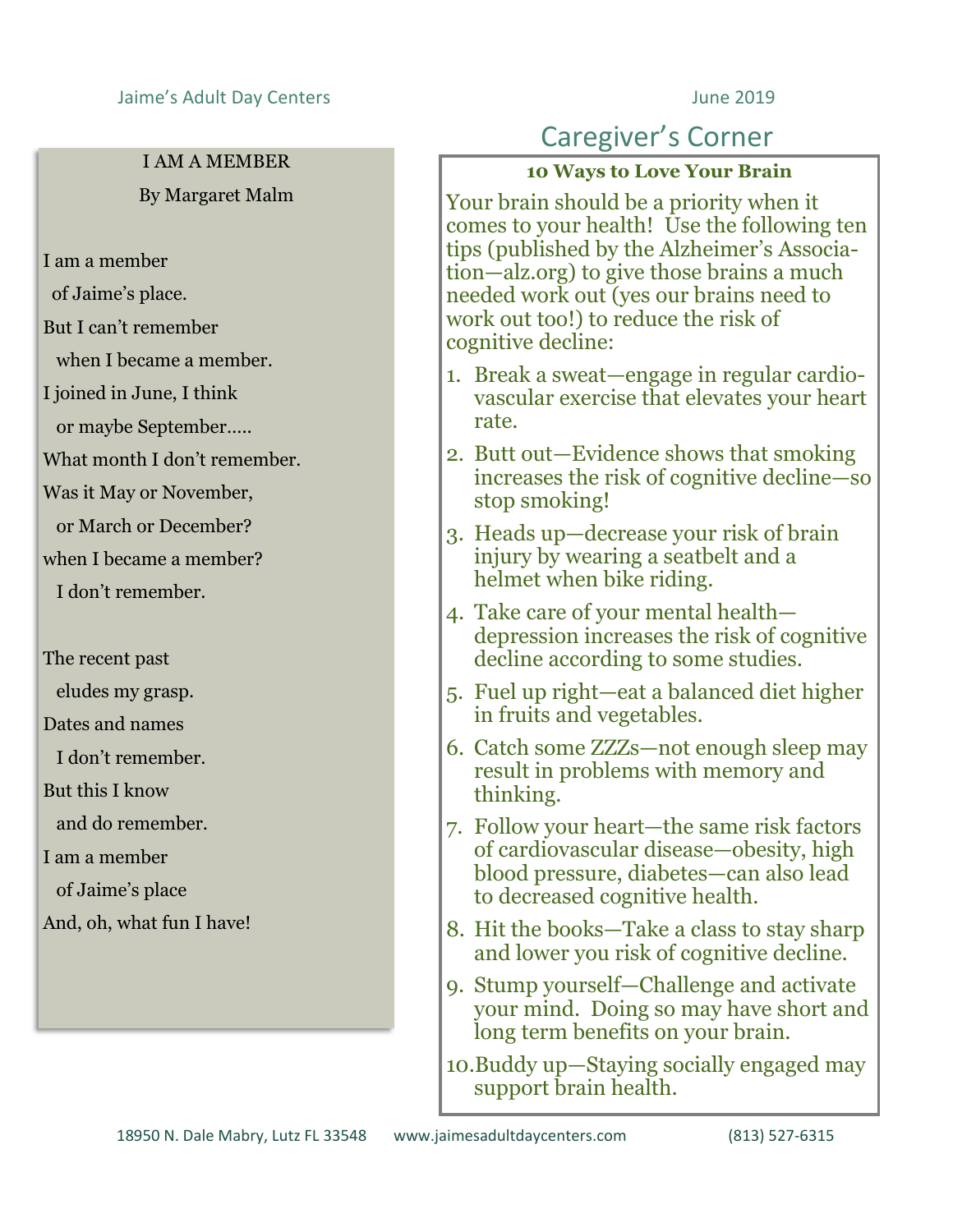## I AM A MEMBER

By Margaret Malm

I am a member
 of Jaime's place.
But I can't remember
 when I became a member.
I joined in June, I think
 or maybe September.....
What month I don't remember.
Was it May or November,
 or March or December?
when I became a member?
 I don't remember.

The recent past
 eludes my grasp.
Dates and names
 I don't remember.
But this I know
 and do remember.
I am a member
 of Jaime's place
And, oh, what fun I have!

# Caregiver's Corner

### 10 Ways to Love Your Brain

Your brain should be a priority when it comes to your health! Use the following ten tips (published by the Alzheimer's Association—alz.org) to give those brains a much needed work out (yes our brains need to work out too!) to reduce the risk of cognitive decline:

1. Break a sweat—engage in regular cardiovascular exercise that elevates your heart rate.
2. Butt out—Evidence shows that smoking increases the risk of cognitive decline—so stop smoking!
3. Heads up—decrease your risk of brain injury by wearing a seatbelt and a helmet when bike riding.
4. Take care of your mental health—depression increases the risk of cognitive decline according to some studies.
5. Fuel up right—eat a balanced diet higher in fruits and vegetables.
6. Catch some ZZZs—not enough sleep may result in problems with memory and thinking.
7. Follow your heart—the same risk factors of cardiovascular disease—obesity, high blood pressure, diabetes—can also lead to decreased cognitive health.
8. Hit the books—Take a class to stay sharp and lower you risk of cognitive decline.
9. Stump yourself—Challenge and activate your mind. Doing so may have short and long term benefits on your brain.
10. Buddy up—Staying socially engaged may support brain health.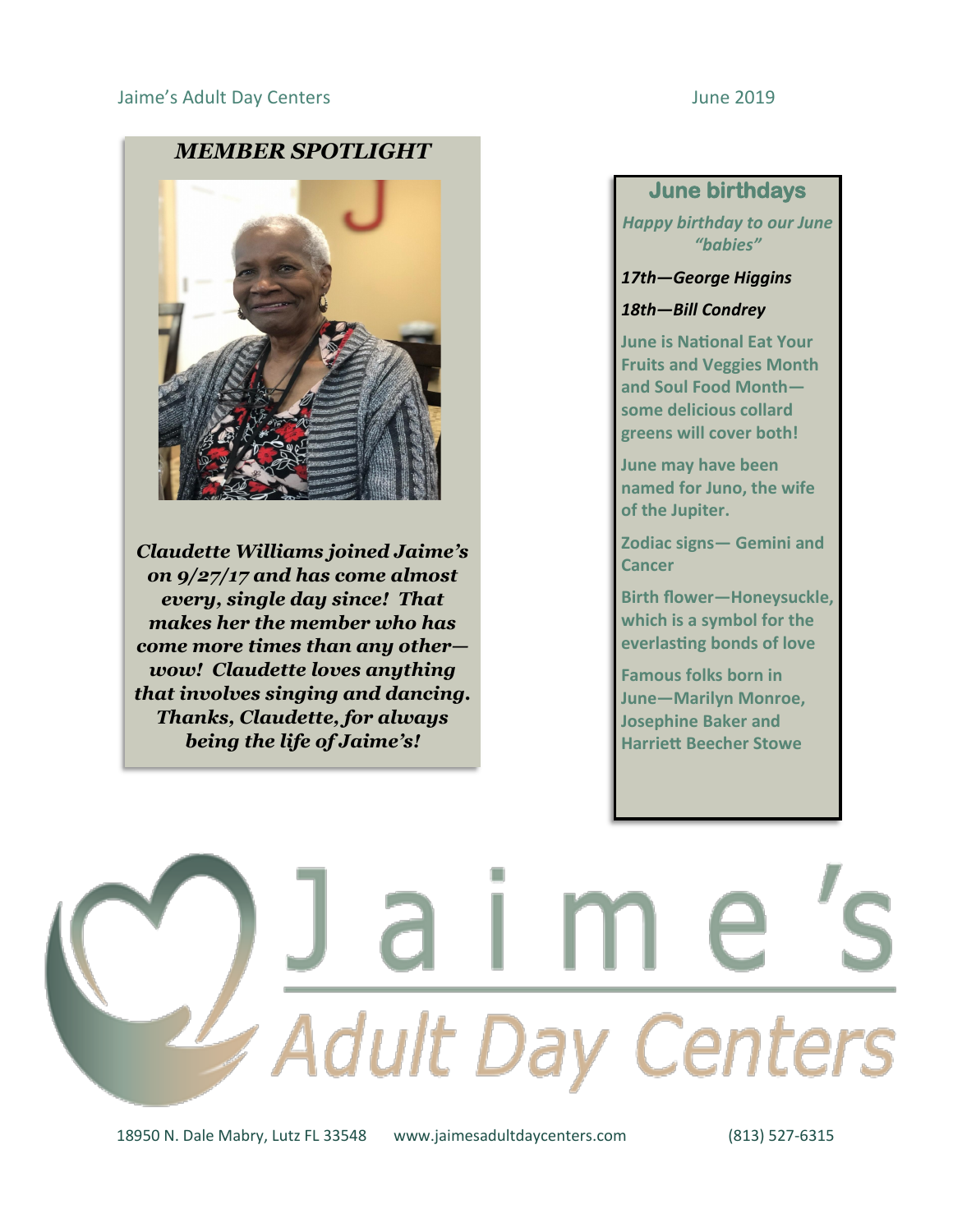## *MEMBER SPOTLIGHT*

***Claudette Williams joined Jaime's on 9/27/17 and has come almost every, single day since! That makes her the member who has come more times than any other—wow! Claudette loves anything that involves singing and dancing. Thanks, Claudette, for always being the life of Jaime's!***

## June birthdays

***Happy birthday to our June "babies"***

***17th—George Higgins***

***18th—Bill Condrey***

**June is National Eat Your Fruits and Veggies Month and Soul Food Month—some delicious collard greens will cover both!**

**June may have been named for Juno, the wife of the Jupiter.**

**Zodiac signs— Gemini and Cancer**

**Birth flower—Honeysuckle, which is a symbol for the everlasting bonds of love**

**Famous folks born in June—Marilyn Monroe, Josephine Baker and Harriett Beecher Stowe**

Jaime's Adult Day Centers

18950 N. Dale Mabry, Lutz FL 33548 www.jaimesadultdaycenters.com (813) 527-6315